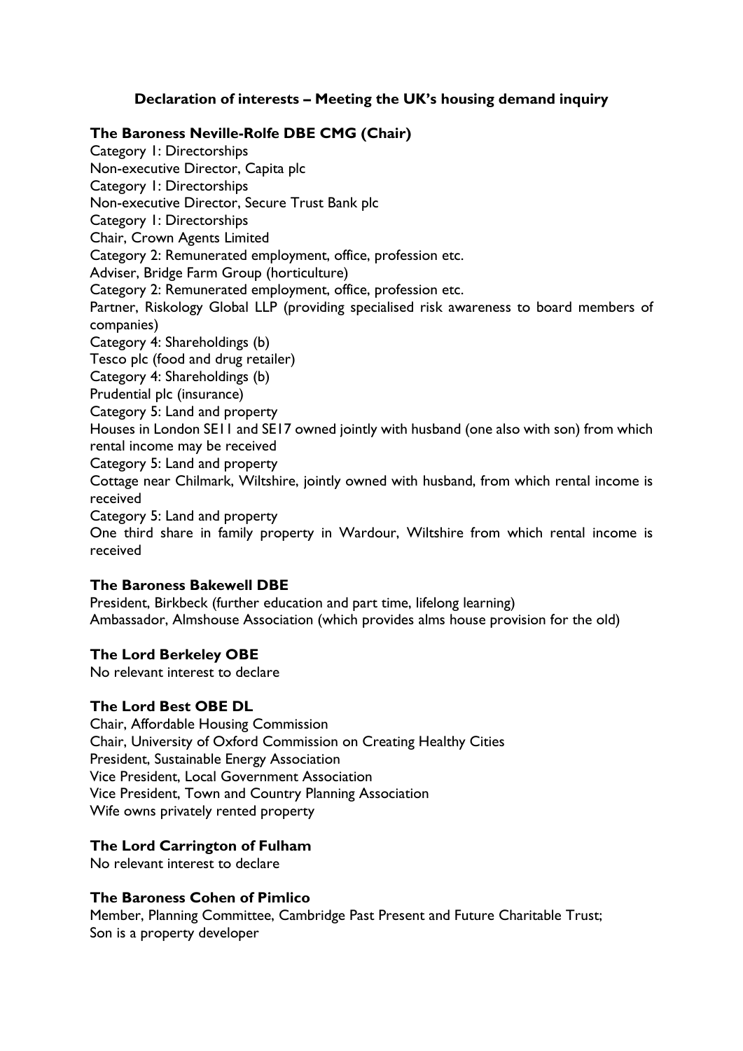## Declaration of interests – Meeting the UK's housing demand inquiry

### The Baroness Neville-Rolfe DBE CMG (Chair)

Category 1: Directorships
Non-executive Director, Capita plc
Category 1: Directorships
Non-executive Director, Secure Trust Bank plc
Category 1: Directorships
Chair, Crown Agents Limited
Category 2: Remunerated employment, office, profession etc.
Adviser, Bridge Farm Group (horticulture)
Category 2: Remunerated employment, office, profession etc.
Partner, Riskology Global LLP (providing specialised risk awareness to board members of companies)
Category 4: Shareholdings (b)
Tesco plc (food and drug retailer)
Category 4: Shareholdings (b)
Prudential plc (insurance)
Category 5: Land and property
Houses in London SE11 and SE17 owned jointly with husband (one also with son) from which rental income may be received
Category 5: Land and property
Cottage near Chilmark, Wiltshire, jointly owned with husband, from which rental income is received
Category 5: Land and property
One third share in family property in Wardour, Wiltshire from which rental income is received

### The Baroness Bakewell DBE

President, Birkbeck (further education and part time, lifelong learning)
Ambassador, Almshouse Association (which provides alms house provision for the old)

### The Lord Berkeley OBE

No relevant interest to declare

### The Lord Best OBE DL

Chair, Affordable Housing Commission
Chair, University of Oxford Commission on Creating Healthy Cities
President, Sustainable Energy Association
Vice President, Local Government Association
Vice President, Town and Country Planning Association
Wife owns privately rented property

### The Lord Carrington of Fulham

No relevant interest to declare

### The Baroness Cohen of Pimlico

Member, Planning Committee, Cambridge Past Present and Future Charitable Trust;
Son is a property developer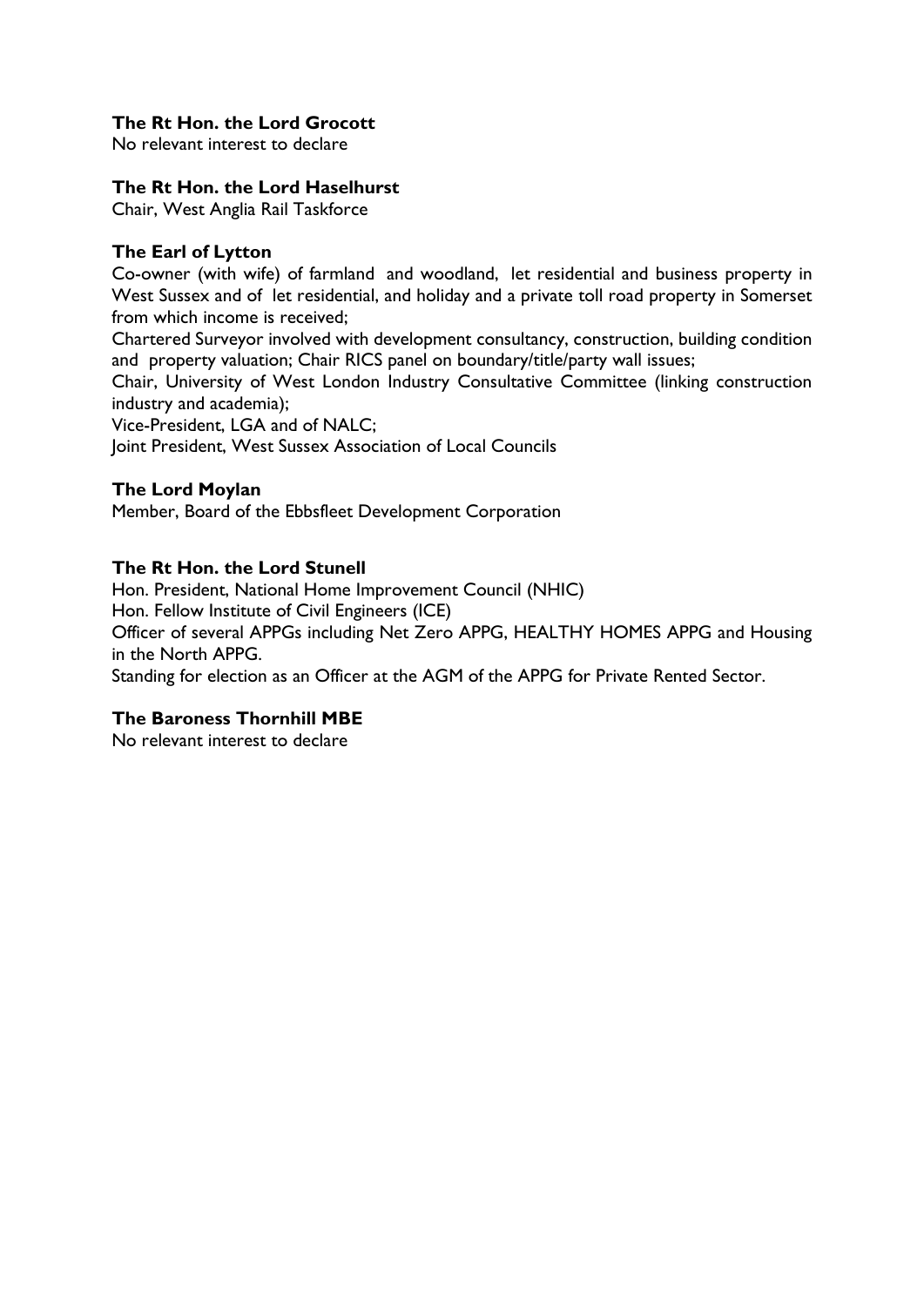**The Rt Hon. the Lord Grocott**
No relevant interest to declare

**The Rt Hon. the Lord Haselhurst**
Chair, West Anglia Rail Taskforce

**The Earl of Lytton**
Co-owner (with wife) of farmland and woodland, let residential and business property in West Sussex and of let residential, and holiday and a private toll road property in Somerset from which income is received;
Chartered Surveyor involved with development consultancy, construction, building condition and property valuation; Chair RICS panel on boundary/title/party wall issues;
Chair, University of West London Industry Consultative Committee (linking construction industry and academia);
Vice-President, LGA and of NALC;
Joint President, West Sussex Association of Local Councils

**The Lord Moylan**
Member, Board of the Ebbsfleet Development Corporation

**The Rt Hon. the Lord Stunell**
Hon. President, National Home Improvement Council (NHIC)
Hon. Fellow Institute of Civil Engineers (ICE)
Officer of several APPGs including Net Zero APPG, HEALTHY HOMES APPG and Housing in the North APPG.
Standing for election as an Officer at the AGM of the APPG for Private Rented Sector.

**The Baroness Thornhill MBE**
No relevant interest to declare